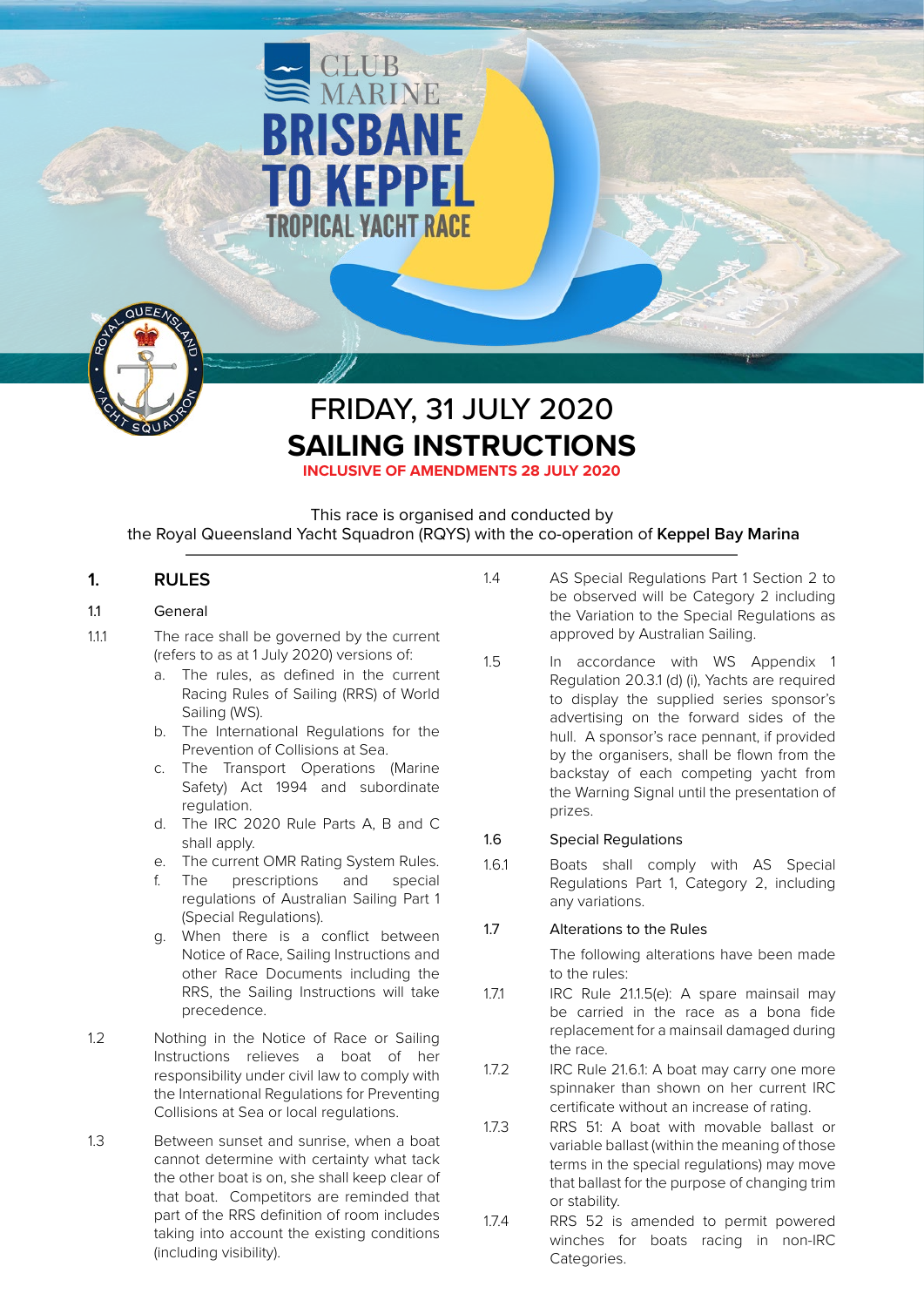CLUB MARINE

# BRISBANE TO KEPPEL

TROPICAL YACHT RACE

ROYAL QUEENSLAND YACHT SQUADRON

## FRIDAY, 31 JULY 2020

# SAILING INSTRUCTIONS

**INCLUSIVE OF AMENDMENTS 28 JULY 2020**

This race is organised and conducted by the Royal Queensland Yacht Squadron (RQYS) with the co-operation of **Keppel Bay Marina**

## 1. RULES

### 1.1 General

1.1.1 The race shall be governed by the current (refers to as at 1 July 2020) versions of:

a. The rules, as defined in the current Racing Rules of Sailing (RRS) of World Sailing (WS).

b. The International Regulations for the Prevention of Collisions at Sea.

c. The Transport Operations (Marine Safety) Act 1994 and subordinate regulation.

d. The IRC 2020 Rule Parts A, B and C shall apply.

e. The current OMR Rating System Rules.

f. The prescriptions and special regulations of Australian Sailing Part 1 (Special Regulations).

g. When there is a conflict between Notice of Race, Sailing Instructions and other Race Documents including the RRS, the Sailing Instructions will take precedence.

1.2 Nothing in the Notice of Race or Sailing Instructions relieves a boat of her responsibility under civil law to comply with the International Regulations for Preventing Collisions at Sea or local regulations.

1.3 Between sunset and sunrise, when a boat cannot determine with certainty what tack the other boat is on, she shall keep clear of that boat. Competitors are reminded that part of the RRS definition of room includes taking into account the existing conditions (including visibility).

1.4 AS Special Regulations Part 1 Section 2 to be observed will be Category 2 including the Variation to the Special Regulations as approved by Australian Sailing.

1.5 In accordance with WS Appendix 1 Regulation 20.3.1 (d) (i), Yachts are required to display the supplied series sponsor's advertising on the forward sides of the hull. A sponsor's race pennant, if provided by the organisers, shall be flown from the backstay of each competing yacht from the Warning Signal until the presentation of prizes.

### 1.6 Special Regulations

1.6.1 Boats shall comply with AS Special Regulations Part 1, Category 2, including any variations.

### 1.7 Alterations to the Rules

The following alterations have been made to the rules:

1.7.1 IRC Rule 21.1.5(e): A spare mainsail may be carried in the race as a bona fide replacement for a mainsail damaged during the race.

1.7.2 IRC Rule 21.6.1: A boat may carry one more spinnaker than shown on her current IRC certificate without an increase of rating.

1.7.3 RRS 51: A boat with movable ballast or variable ballast (within the meaning of those terms in the special regulations) may move that ballast for the purpose of changing trim or stability.

1.7.4 RRS 52 is amended to permit powered winches for boats racing in non-IRC Categories.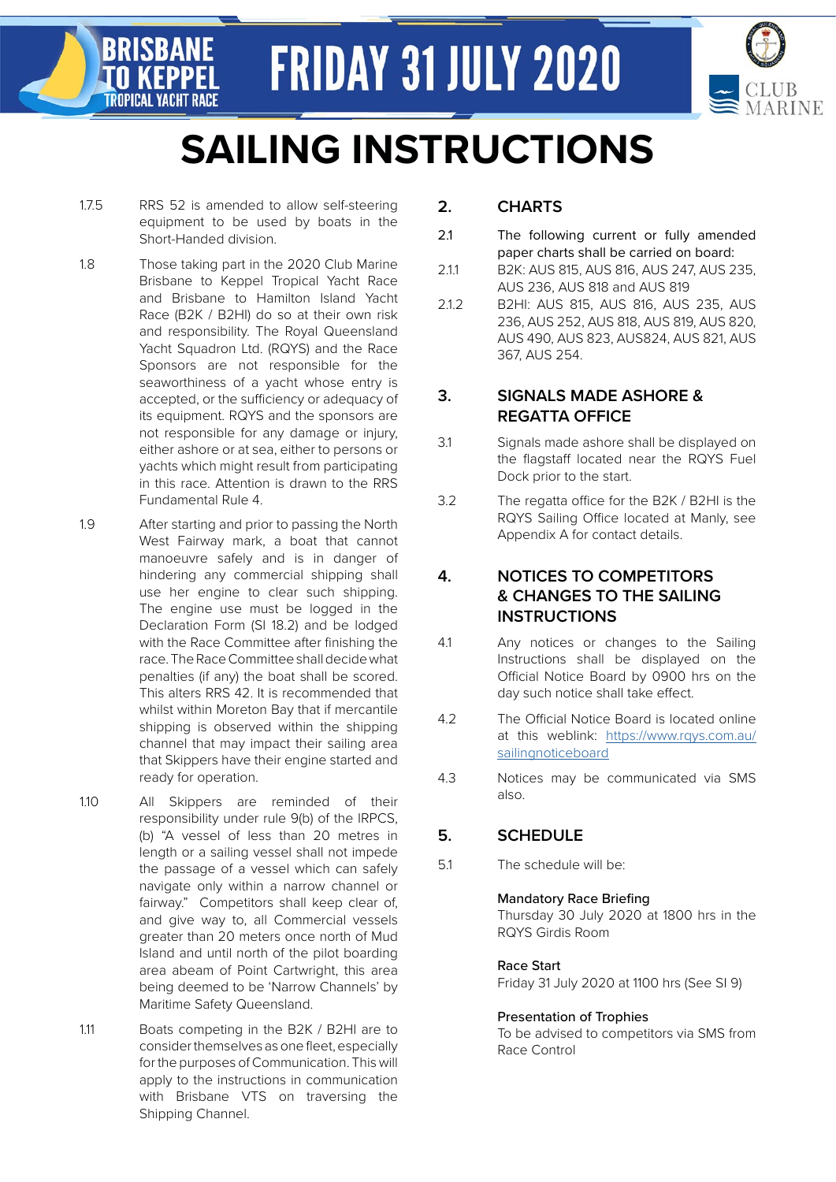# SAILING INSTRUCTIONS

1.7.5 RRS 52 is amended to allow self-steering equipment to be used by boats in the Short-Handed division.

1.8 Those taking part in the 2020 Club Marine Brisbane to Keppel Tropical Yacht Race and Brisbane to Hamilton Island Yacht Race (B2K / B2HI) do so at their own risk and responsibility. The Royal Queensland Yacht Squadron Ltd. (RQYS) and the Race Sponsors are not responsible for the seaworthiness of a yacht whose entry is accepted, or the sufficiency or adequacy of its equipment. RQYS and the sponsors are not responsible for any damage or injury, either ashore or at sea, either to persons or yachts which might result from participating in this race. Attention is drawn to the RRS Fundamental Rule 4.

1.9 After starting and prior to passing the North West Fairway mark, a boat that cannot manoeuvre safely and is in danger of hindering any commercial shipping shall use her engine to clear such shipping. The engine use must be logged in the Declaration Form (SI 18.2) and be lodged with the Race Committee after finishing the race. The Race Committee shall decide what penalties (if any) the boat shall be scored. This alters RRS 42. It is recommended that whilst within Moreton Bay that if mercantile shipping is observed within the shipping channel that may impact their sailing area that Skippers have their engine started and ready for operation.

1.10 All Skippers are reminded of their responsibility under rule 9(b) of the IRPCS, (b) "A vessel of less than 20 metres in length or a sailing vessel shall not impede the passage of a vessel which can safely navigate only within a narrow channel or fairway." Competitors shall keep clear of, and give way to, all Commercial vessels greater than 20 meters once north of Mud Island and until north of the pilot boarding area abeam of Point Cartwright, this area being deemed to be 'Narrow Channels' by Maritime Safety Queensland.

1.11 Boats competing in the B2K / B2HI are to consider themselves as one fleet, especially for the purposes of Communication. This will apply to the instructions in communication with Brisbane VTS on traversing the Shipping Channel.

## 2. CHARTS

2.1 The following current or fully amended paper charts shall be carried on board:

2.1.1 B2K: AUS 815, AUS 816, AUS 247, AUS 235, AUS 236, AUS 818 and AUS 819

2.1.2 B2HI: AUS 815, AUS 816, AUS 235, AUS 236, AUS 252, AUS 818, AUS 819, AUS 820, AUS 490, AUS 823, AUS824, AUS 821, AUS 367, AUS 254.

## 3. SIGNALS MADE ASHORE & REGATTA OFFICE

3.1 Signals made ashore shall be displayed on the flagstaff located near the RQYS Fuel Dock prior to the start.

3.2 The regatta office for the B2K / B2HI is the RQYS Sailing Office located at Manly, see Appendix A for contact details.

## 4. NOTICES TO COMPETITORS & CHANGES TO THE SAILING INSTRUCTIONS

4.1 Any notices or changes to the Sailing Instructions shall be displayed on the Official Notice Board by 0900 hrs on the day such notice shall take effect.

4.2 The Official Notice Board is located online at this weblink: https://www.rqys.com.au/sailingnoticeboard

4.3 Notices may be communicated via SMS also.

## 5. SCHEDULE

5.1 The schedule will be:

**Mandatory Race Briefing**
Thursday 30 July 2020 at 1800 hrs in the RQYS Girdis Room

**Race Start**
Friday 31 July 2020 at 1100 hrs (See SI 9)

**Presentation of Trophies**
To be advised to competitors via SMS from Race Control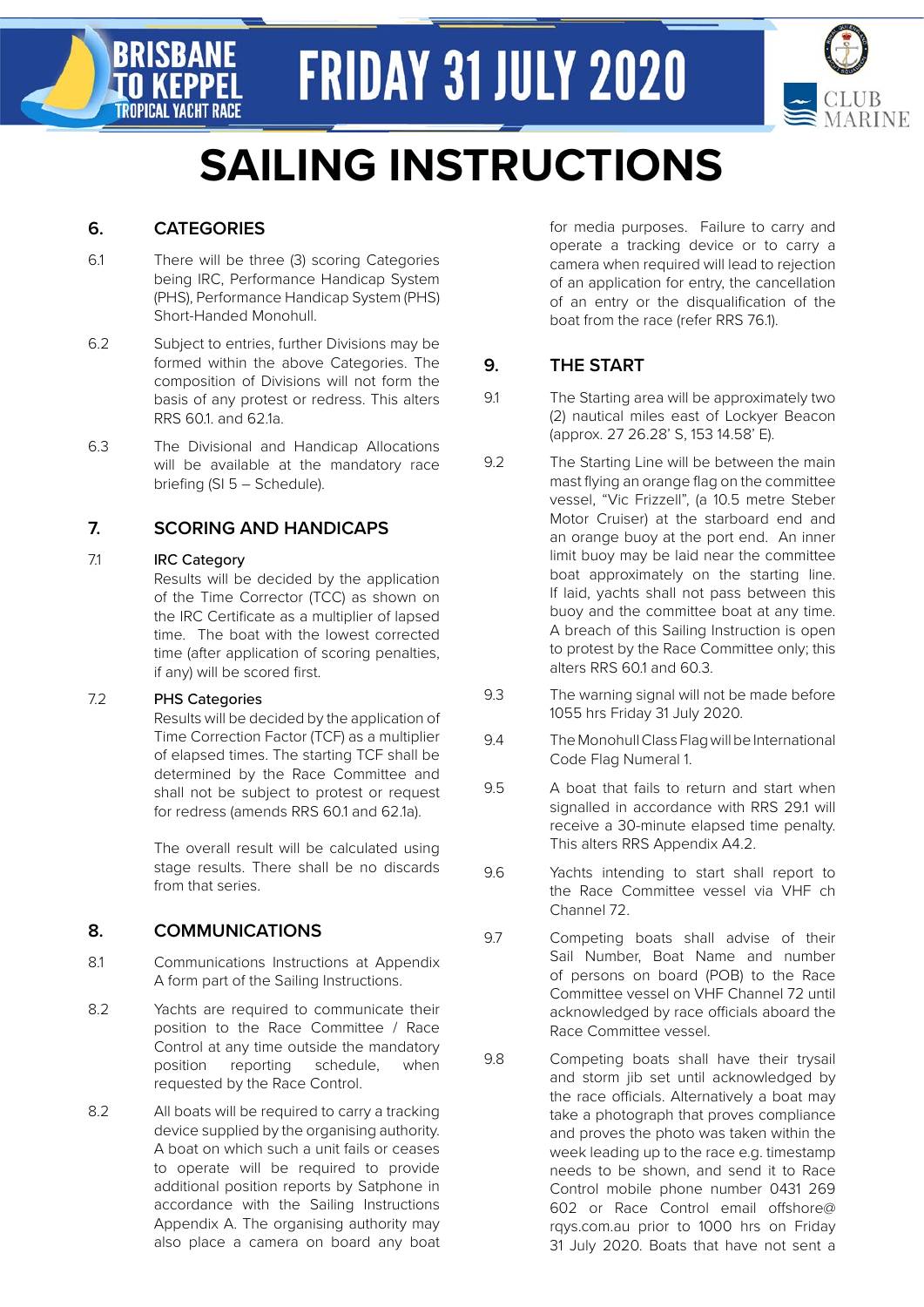# SAILING INSTRUCTIONS

## 6. CATEGORIES

6.1 There will be three (3) scoring Categories being IRC, Performance Handicap System (PHS), Performance Handicap System (PHS) Short-Handed Monohull.

6.2 Subject to entries, further Divisions may be formed within the above Categories. The composition of Divisions will not form the basis of any protest or redress. This alters RRS 60.1. and 62.1a.

6.3 The Divisional and Handicap Allocations will be available at the mandatory race briefing (SI 5 – Schedule).

## 7. SCORING AND HANDICAPS

7.1 IRC Category
Results will be decided by the application of the Time Corrector (TCC) as shown on the IRC Certificate as a multiplier of lapsed time. The boat with the lowest corrected time (after application of scoring penalties, if any) will be scored first.

7.2 PHS Categories
Results will be decided by the application of Time Correction Factor (TCF) as a multiplier of elapsed times. The starting TCF shall be determined by the Race Committee and shall not be subject to protest or request for redress (amends RRS 60.1 and 62.1a).

The overall result will be calculated using stage results. There shall be no discards from that series.

## 8. COMMUNICATIONS

8.1 Communications Instructions at Appendix A form part of the Sailing Instructions.

8.2 Yachts are required to communicate their position to the Race Committee / Race Control at any time outside the mandatory position reporting schedule, when requested by the Race Control.

8.2 All boats will be required to carry a tracking device supplied by the organising authority. A boat on which such a unit fails or ceases to operate will be required to provide additional position reports by Satphone in accordance with the Sailing Instructions Appendix A. The organising authority may also place a camera on board any boat for media purposes. Failure to carry and operate a tracking device or to carry a camera when required will lead to rejection of an application for entry, the cancellation of an entry or the disqualification of the boat from the race (refer RRS 76.1).

## 9. THE START

9.1 The Starting area will be approximately two (2) nautical miles east of Lockyer Beacon (approx. 27 26.28' S, 153 14.58' E).

9.2 The Starting Line will be between the main mast flying an orange flag on the committee vessel, "Vic Frizzell", (a 10.5 metre Steber Motor Cruiser) at the starboard end and an orange buoy at the port end. An inner limit buoy may be laid near the committee boat approximately on the starting line. If laid, yachts shall not pass between this buoy and the committee boat at any time. A breach of this Sailing Instruction is open to protest by the Race Committee only; this alters RRS 60.1 and 60.3.

9.3 The warning signal will not be made before 1055 hrs Friday 31 July 2020.

9.4 The Monohull Class Flag will be International Code Flag Numeral 1.

9.5 A boat that fails to return and start when signalled in accordance with RRS 29.1 will receive a 30-minute elapsed time penalty. This alters RRS Appendix A4.2.

9.6 Yachts intending to start shall report to the Race Committee vessel via VHF ch Channel 72.

9.7 Competing boats shall advise of their Sail Number, Boat Name and number of persons on board (POB) to the Race Committee vessel on VHF Channel 72 until acknowledged by race officials aboard the Race Committee vessel.

9.8 Competing boats shall have their trysail and storm jib set until acknowledged by the race officials. Alternatively a boat may take a photograph that proves compliance and proves the photo was taken within the week leading up to the race e.g. timestamp needs to be shown, and send it to Race Control mobile phone number 0431 269 602 or Race Control email offshore@rqys.com.au prior to 1000 hrs on Friday 31 July 2020. Boats that have not sent a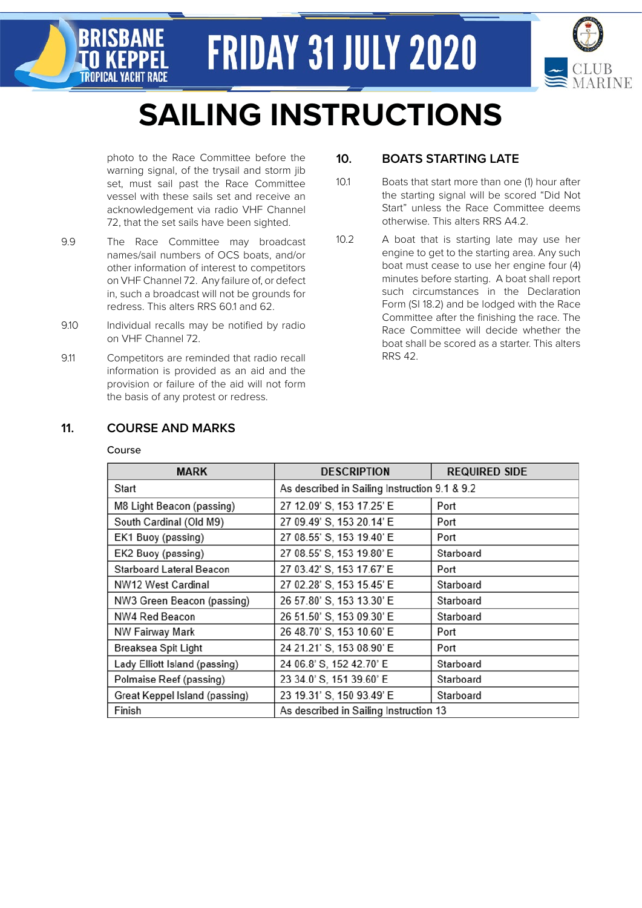photo to the Race Committee before the warning signal, of the trysail and storm jib set, must sail past the Race Committee vessel with these sails set and receive an acknowledgement via radio VHF Channel 72, that the set sails have been sighted.

9.9 The Race Committee may broadcast names/sail numbers of OCS boats, and/or other information of interest to competitors on VHF Channel 72. Any failure of, or defect in, such a broadcast will not be grounds for redress. This alters RRS 60.1 and 62.

9.10 Individual recalls may be notified by radio on VHF Channel 72.

9.11 Competitors are reminded that radio recall information is provided as an aid and the provision or failure of the aid will not form the basis of any protest or redress.

## 10. BOATS STARTING LATE

10.1 Boats that start more than one (1) hour after the starting signal will be scored "Did Not Start" unless the Race Committee deems otherwise. This alters RRS A4.2.

10.2 A boat that is starting late may use her engine to get to the starting area. Any such boat must cease to use her engine four (4) minutes before starting. A boat shall report such circumstances in the Declaration Form (SI 18.2) and be lodged with the Race Committee after the finishing the race. The Race Committee will decide whether the boat shall be scored as a starter. This alters RRS 42.

## 11. COURSE AND MARKS

Course

| MARK | DESCRIPTION | REQUIRED SIDE |
|---|---|---|
| Start | As described in Sailing Instruction 9.1 & 9.2 | |
| M8 Light Beacon (passing) | 27 12.09' S, 153 17.25' E | Port |
| South Cardinal (Old M9) | 27 09.49' S, 153 20.14' E | Port |
| EK1 Buoy (passing) | 27 08.55' S, 153 19.40' E | Port |
| EK2 Buoy (passing) | 27 08.55' S, 153 19.80' E | Starboard |
| Starboard Lateral Beacon | 27 03.42' S, 153 17.67' E | Port |
| NW12 West Cardinal | 27 02.28' S, 153 15.45' E | Starboard |
| NW3 Green Beacon (passing) | 26 57.80' S, 153 13.30' E | Starboard |
| NW4 Red Beacon | 26 51.50' S, 153 09.30' E | Starboard |
| NW Fairway Mark | 26 48.70' S, 153 10.60' E | Port |
| Breaksea Spit Light | 24 21.21' S, 153 08.90' E | Port |
| Lady Elliott Island (passing) | 24 06.8' S, 152 42.70' E | Starboard |
| Polmaise Reef (passing) | 23 34.0' S, 151 39.60' E | Starboard |
| Great Keppel Island (passing) | 23 19.31' S, 150 93.49' E | Starboard |
| Finish | As described in Sailing Instruction 13 | |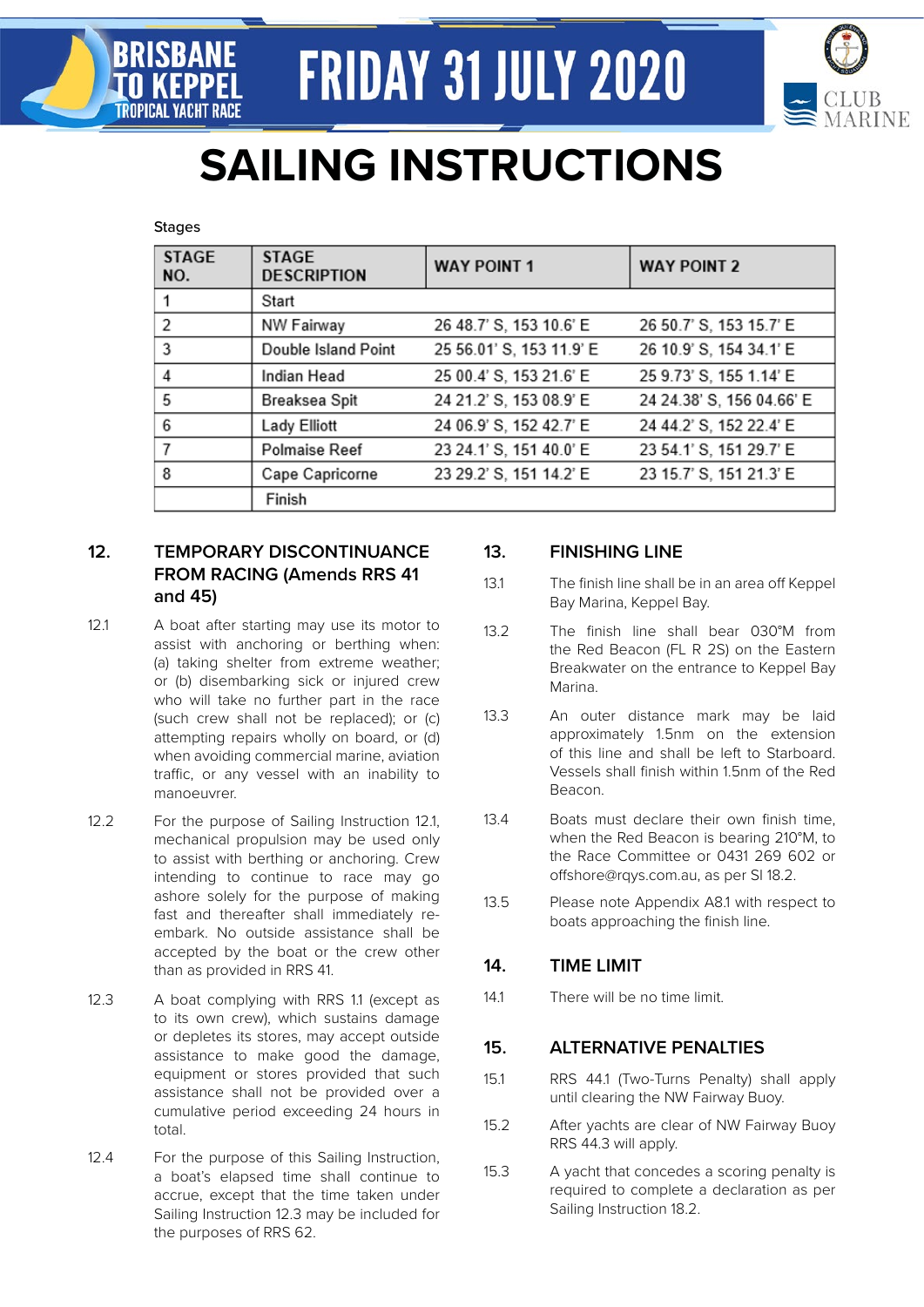# SAILING INSTRUCTIONS

Stages

| STAGE NO. | STAGE DESCRIPTION | WAY POINT 1 | WAY POINT 2 |
|---|---|---|---|
| 1 | Start | | |
| 2 | NW Fairway | 26 48.7' S, 153 10.6' E | 26 50.7' S, 153 15.7' E |
| 3 | Double Island Point | 25 56.01' S, 153 11.9' E | 26 10.9' S, 154 34.1' E |
| 4 | Indian Head | 25 00.4' S, 153 21.6' E | 25 9.73' S, 155 1.14' E |
| 5 | Breaksea Spit | 24 21.2' S, 153 08.9' E | 24 24.38' S, 156 04.66' E |
| 6 | Lady Elliott | 24 06.9' S, 152 42.7' E | 24 44.2' S, 152 22.4' E |
| 7 | Polmaise Reef | 23 24.1' S, 151 40.0' E | 23 54.1' S, 151 29.7' E |
| 8 | Cape Capricorne | 23 29.2' S, 151 14.2' E | 23 15.7' S, 151 21.3' E |
| | Finish | | |

## 12. TEMPORARY DISCONTINUANCE FROM RACING (Amends RRS 41 and 45)

12.1 A boat after starting may use its motor to assist with anchoring or berthing when: (a) taking shelter from extreme weather; or (b) disembarking sick or injured crew who will take no further part in the race (such crew shall not be replaced); or (c) attempting repairs wholly on board, or (d) when avoiding commercial marine, aviation traffic, or any vessel with an inability to manoeuvrer.

12.2 For the purpose of Sailing Instruction 12.1, mechanical propulsion may be used only to assist with berthing or anchoring. Crew intending to continue to race may go ashore solely for the purpose of making fast and thereafter shall immediately re-embark. No outside assistance shall be accepted by the boat or the crew other than as provided in RRS 41.

12.3 A boat complying with RRS 1.1 (except as to its own crew), which sustains damage or depletes its stores, may accept outside assistance to make good the damage, equipment or stores provided that such assistance shall not be provided over a cumulative period exceeding 24 hours in total.

12.4 For the purpose of this Sailing Instruction, a boat's elapsed time shall continue to accrue, except that the time taken under Sailing Instruction 12.3 may be included for the purposes of RRS 62.

## 13. FINISHING LINE

13.1 The finish line shall be in an area off Keppel Bay Marina, Keppel Bay.

13.2 The finish line shall bear 030°M from the Red Beacon (FL R 2S) on the Eastern Breakwater on the entrance to Keppel Bay Marina.

13.3 An outer distance mark may be laid approximately 1.5nm on the extension of this line and shall be left to Starboard. Vessels shall finish within 1.5nm of the Red Beacon.

13.4 Boats must declare their own finish time, when the Red Beacon is bearing 210°M, to the Race Committee or 0431 269 602 or offshore@rqys.com.au, as per SI 18.2.

13.5 Please note Appendix A8.1 with respect to boats approaching the finish line.

## 14. TIME LIMIT

14.1 There will be no time limit.

## 15. ALTERNATIVE PENALTIES

15.1 RRS 44.1 (Two-Turns Penalty) shall apply until clearing the NW Fairway Buoy.

15.2 After yachts are clear of NW Fairway Buoy RRS 44.3 will apply.

15.3 A yacht that concedes a scoring penalty is required to complete a declaration as per Sailing Instruction 18.2.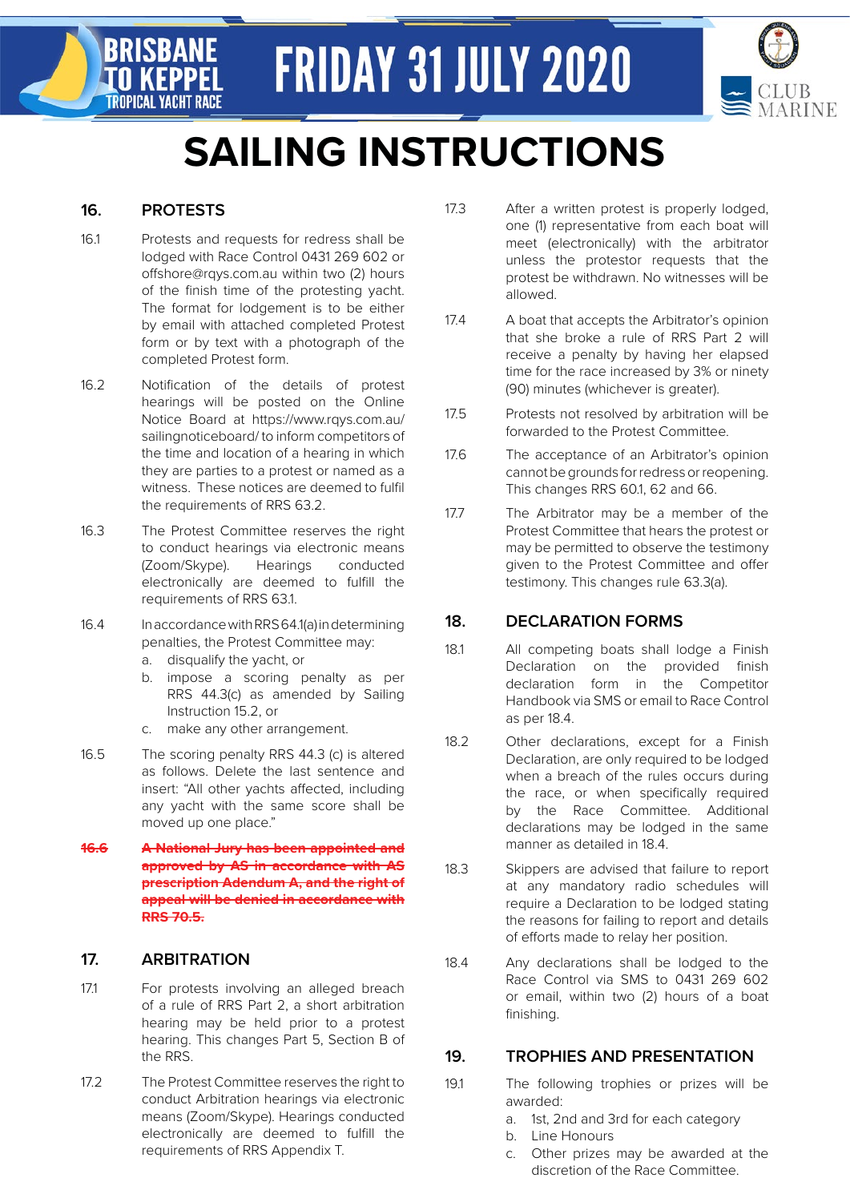# SAILING INSTRUCTIONS

## 16. PROTESTS

16.1 Protests and requests for redress shall be lodged with Race Control 0431 269 602 or offshore@rqys.com.au within two (2) hours of the finish time of the protesting yacht. The format for lodgement is to be either by email with attached completed Protest form or by text with a photograph of the completed Protest form.

16.2 Notification of the details of protest hearings will be posted on the Online Notice Board at https://www.rqys.com.au/sailingnoticeboard/ to inform competitors of the time and location of a hearing in which they are parties to a protest or named as a witness. These notices are deemed to fulfil the requirements of RRS 63.2.

16.3 The Protest Committee reserves the right to conduct hearings via electronic means (Zoom/Skype). Hearings conducted electronically are deemed to fulfill the requirements of RRS 63.1.

16.4 In accordance with RRS 64.1(a) in determining penalties, the Protest Committee may:

a. disqualify the yacht, or
b. impose a scoring penalty as per RRS 44.3(c) as amended by Sailing Instruction 15.2, or
c. make any other arrangement.

16.5 The scoring penalty RRS 44.3 (c) is altered as follows. Delete the last sentence and insert: "All other yachts affected, including any yacht with the same score shall be moved up one place."

~~16.6 A National Jury has been appointed and approved by AS in accordance with AS prescription Adendum A, and the right of appeal will be denied in accordance with RRS 70.5.~~

## 17. ARBITRATION

17.1 For protests involving an alleged breach of a rule of RRS Part 2, a short arbitration hearing may be held prior to a protest hearing. This changes Part 5, Section B of the RRS.

17.2 The Protest Committee reserves the right to conduct Arbitration hearings via electronic means (Zoom/Skype). Hearings conducted electronically are deemed to fulfill the requirements of RRS Appendix T.

17.3 After a written protest is properly lodged, one (1) representative from each boat will meet (electronically) with the arbitrator unless the protestor requests that the protest be withdrawn. No witnesses will be allowed.

17.4 A boat that accepts the Arbitrator's opinion that she broke a rule of RRS Part 2 will receive a penalty by having her elapsed time for the race increased by 3% or ninety (90) minutes (whichever is greater).

17.5 Protests not resolved by arbitration will be forwarded to the Protest Committee.

17.6 The acceptance of an Arbitrator's opinion cannot be grounds for redress or reopening. This changes RRS 60.1, 62 and 66.

17.7 The Arbitrator may be a member of the Protest Committee that hears the protest or may be permitted to observe the testimony given to the Protest Committee and offer testimony. This changes rule 63.3(a).

## 18. DECLARATION FORMS

18.1 All competing boats shall lodge a Finish Declaration on the provided finish declaration form in the Competitor Handbook via SMS or email to Race Control as per 18.4.

18.2 Other declarations, except for a Finish Declaration, are only required to be lodged when a breach of the rules occurs during the race, or when specifically required by the Race Committee. Additional declarations may be lodged in the same manner as detailed in 18.4.

18.3 Skippers are advised that failure to report at any mandatory radio schedules will require a Declaration to be lodged stating the reasons for failing to report and details of efforts made to relay her position.

18.4 Any declarations shall be lodged to the Race Control via SMS to 0431 269 602 or email, within two (2) hours of a boat finishing.

## 19. TROPHIES AND PRESENTATION

19.1 The following trophies or prizes will be awarded:

a. 1st, 2nd and 3rd for each category
b. Line Honours
c. Other prizes may be awarded at the discretion of the Race Committee.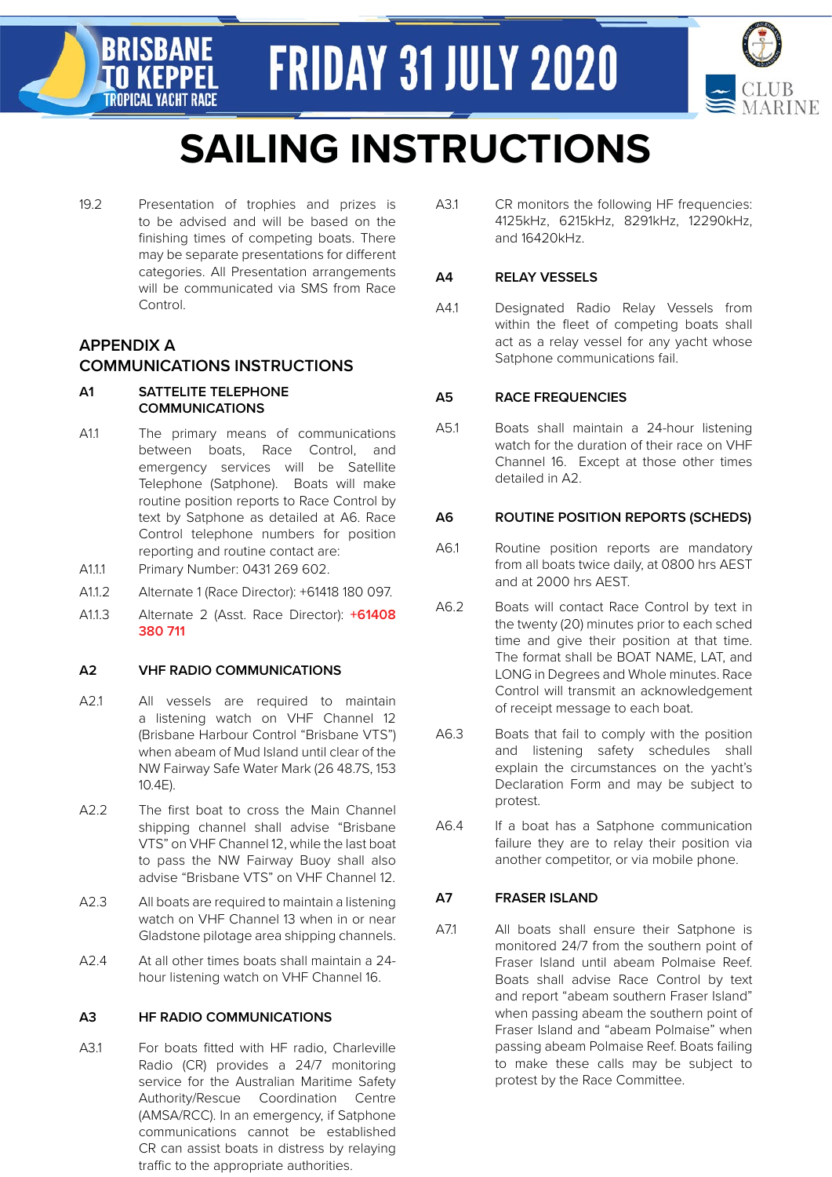# SAILING INSTRUCTIONS

19.2 Presentation of trophies and prizes is to be advised and will be based on the finishing times of competing boats. There may be separate presentations for different categories. All Presentation arrangements will be communicated via SMS from Race Control.

## APPENDIX A
## COMMUNICATIONS INSTRUCTIONS

### A1 SATTELITE TELEPHONE COMMUNICATIONS

A1.1 The primary means of communications between boats, Race Control, and emergency services will be Satellite Telephone (Satphone). Boats will make routine position reports to Race Control by text by Satphone as detailed at A6. Race Control telephone numbers for position reporting and routine contact are:

A1.1.1 Primary Number: 0431 269 602.

A1.1.2 Alternate 1 (Race Director): +61418 180 097.

A1.1.3 Alternate 2 (Asst. Race Director): +61408 380 711

### A2 VHF RADIO COMMUNICATIONS

A2.1 All vessels are required to maintain a listening watch on VHF Channel 12 (Brisbane Harbour Control "Brisbane VTS") when abeam of Mud Island until clear of the NW Fairway Safe Water Mark (26 48.7S, 153 10.4E).

A2.2 The first boat to cross the Main Channel shipping channel shall advise "Brisbane VTS" on VHF Channel 12, while the last boat to pass the NW Fairway Buoy shall also advise "Brisbane VTS" on VHF Channel 12.

A2.3 All boats are required to maintain a listening watch on VHF Channel 13 when in or near Gladstone pilotage area shipping channels.

A2.4 At all other times boats shall maintain a 24-hour listening watch on VHF Channel 16.

### A3 HF RADIO COMMUNICATIONS

A3.1 For boats fitted with HF radio, Charleville Radio (CR) provides a 24/7 monitoring service for the Australian Maritime Safety Authority/Rescue Coordination Centre (AMSA/RCC). In an emergency, if Satphone communications cannot be established CR can assist boats in distress by relaying traffic to the appropriate authorities.

A3.1 CR monitors the following HF frequencies: 4125kHz, 6215kHz, 8291kHz, 12290kHz, and 16420kHz.

### A4 RELAY VESSELS

A4.1 Designated Radio Relay Vessels from within the fleet of competing boats shall act as a relay vessel for any yacht whose Satphone communications fail.

### A5 RACE FREQUENCIES

A5.1 Boats shall maintain a 24-hour listening watch for the duration of their race on VHF Channel 16. Except at those other times detailed in A2.

### A6 ROUTINE POSITION REPORTS (SCHEDS)

A6.1 Routine position reports are mandatory from all boats twice daily, at 0800 hrs AEST and at 2000 hrs AEST.

A6.2 Boats will contact Race Control by text in the twenty (20) minutes prior to each sched time and give their position at that time. The format shall be BOAT NAME, LAT, and LONG in Degrees and Whole minutes. Race Control will transmit an acknowledgement of receipt message to each boat.

A6.3 Boats that fail to comply with the position and listening safety schedules shall explain the circumstances on the yacht's Declaration Form and may be subject to protest.

A6.4 If a boat has a Satphone communication failure they are to relay their position via another competitor, or via mobile phone.

### A7 FRASER ISLAND

A7.1 All boats shall ensure their Satphone is monitored 24/7 from the southern point of Fraser Island until abeam Polmaise Reef. Boats shall advise Race Control by text and report "abeam southern Fraser Island" when passing abeam the southern point of Fraser Island and "abeam Polmaise" when passing abeam Polmaise Reef. Boats failing to make these calls may be subject to protest by the Race Committee.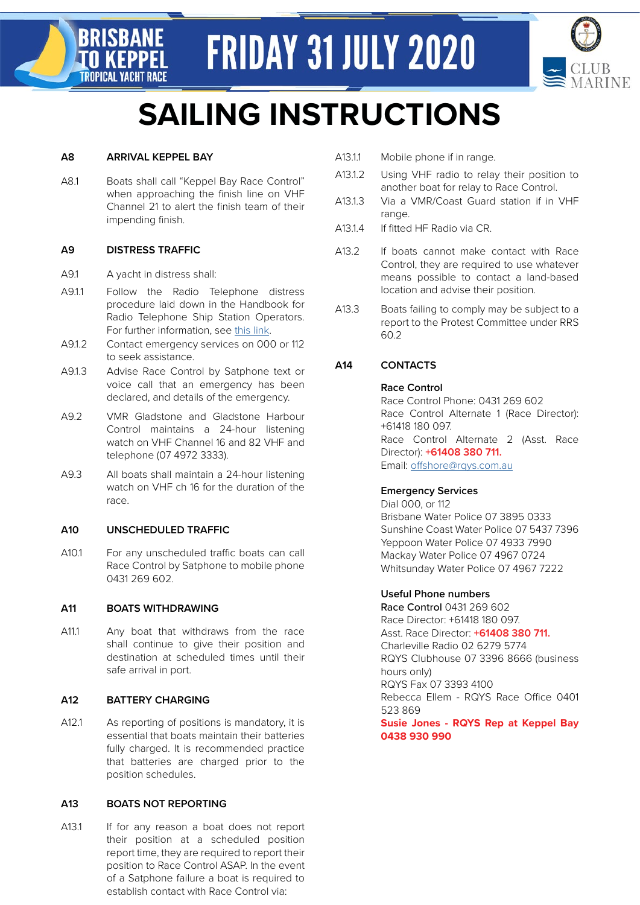# SAILING INSTRUCTIONS

## A8 ARRIVAL KEPPEL BAY

A8.1 Boats shall call "Keppel Bay Race Control" when approaching the finish line on VHF Channel 21 to alert the finish team of their impending finish.

## A9 DISTRESS TRAFFIC

A9.1 A yacht in distress shall:

A9.1.1 Follow the Radio Telephone distress procedure laid down in the Handbook for Radio Telephone Ship Station Operators. For further information, see [this link].

A9.1.2 Contact emergency services on 000 or 112 to seek assistance.

A9.1.3 Advise Race Control by Satphone text or voice call that an emergency has been declared, and details of the emergency.

A9.2 VMR Gladstone and Gladstone Harbour Control maintains a 24-hour listening watch on VHF Channel 16 and 82 VHF and telephone (07 4972 3333).

A9.3 All boats shall maintain a 24-hour listening watch on VHF ch 16 for the duration of the race.

## A10 UNSCHEDULED TRAFFIC

A10.1 For any unscheduled traffic boats can call Race Control by Satphone to mobile phone 0431 269 602.

## A11 BOATS WITHDRAWING

A11.1 Any boat that withdraws from the race shall continue to give their position and destination at scheduled times until their safe arrival in port.

## A12 BATTERY CHARGING

A12.1 As reporting of positions is mandatory, it is essential that boats maintain their batteries fully charged. It is recommended practice that batteries are charged prior to the position schedules.

## A13 BOATS NOT REPORTING

A13.1 If for any reason a boat does not report their position at a scheduled position report time, they are required to report their position to Race Control ASAP. In the event of a Satphone failure a boat is required to establish contact with Race Control via:

A13.1.1 Mobile phone if in range.

A13.1.2 Using VHF radio to relay their position to another boat for relay to Race Control.

A13.1.3 Via a VMR/Coast Guard station if in VHF range.

A13.1.4 If fitted HF Radio via CR.

A13.2 If boats cannot make contact with Race Control, they are required to use whatever means possible to contact a land-based location and advise their position.

A13.3 Boats failing to comply may be subject to a report to the Protest Committee under RRS 60.2

## A14 CONTACTS

**Race Control**
Race Control Phone: 0431 269 602
Race Control Alternate 1 (Race Director): +61418 180 097.
Race Control Alternate 2 (Asst. Race Director): **+61408 380 711.**
Email: offshore@rqys.com.au

**Emergency Services**
Dial 000, or 112
Brisbane Water Police 07 3895 0333
Sunshine Coast Water Police 07 5437 7396
Yeppoon Water Police 07 4933 7990
Mackay Water Police 07 4967 0724
Whitsunday Water Police 07 4967 7222

**Useful Phone numbers**
**Race Control** 0431 269 602
Race Director: +61418 180 097.
Asst. Race Director: **+61408 380 711.**
Charleville Radio 02 6279 5774
RQYS Clubhouse 07 3396 8666 (business hours only)
RQYS Fax 07 3393 4100
Rebecca Ellem - RQYS Race Office 0401 523 869
**Susie Jones - RQYS Rep at Keppel Bay 0438 930 990**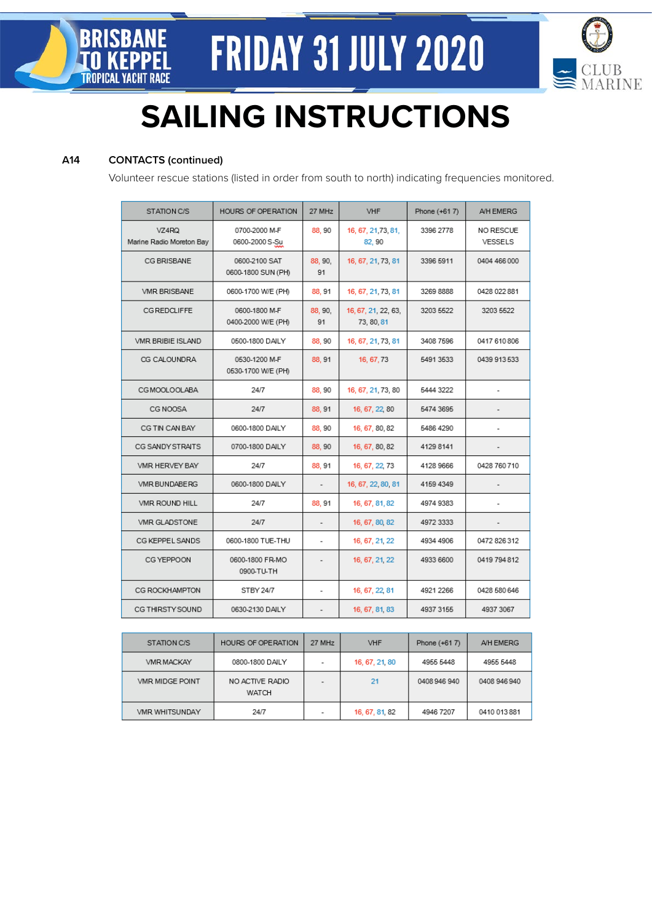# SAILING INSTRUCTIONS

**A14 CONTACTS (continued)**

Volunteer rescue stations (listed in order from south to north) indicating frequencies monitored.

| STATION C/S | HOURS OF OPERATION | 27 MHz | VHF | Phone (+61 7) | A/H EMERG |
|---|---|---|---|---|---|
| VZ4RQ Marine Radio Moreton Bay | 0700-2000 M-F 0600-2000 S-Su | 88, 90 | 16, 67, 21,73, 81, 82, 90 | 3396 2778 | NO RESCUE VESSELS |
| CG BRISBANE | 0600-2100 SAT 0600-1800 SUN (PH) | 88, 90, 91 | 16, 67, 21, 73, 81 | 3396 5911 | 0404 466 000 |
| VMR BRISBANE | 0600-1700 W/E (PH) | 88, 91 | 16, 67, 21, 73, 81 | 3269 8888 | 0428 022 881 |
| CG REDCLIFFE | 0600-1800 M-F 0400-2000 W/E (PH) | 88, 90, 91 | 16, 67, 21, 22, 63, 73, 80, 81 | 3203 5522 | 3203 5522 |
| VMR BRIBIE ISLAND | 0500-1800 DAILY | 88, 90 | 16, 67, 21, 73, 81 | 3408 7596 | 0417 610 806 |
| CG CALOUNDRA | 0530-1200 M-F 0530-1700 W/E (PH) | 88, 91 | 16, 67, 73 | 5491 3533 | 0439 913 533 |
| CG MOOLOOLABA | 24/7 | 88, 90 | 16, 67, 21, 73, 80 | 5444 3222 | - |
| CG NOOSA | 24/7 | 88, 91 | 16, 67, 22, 80 | 5474 3695 | - |
| CG TIN CAN BAY | 0600-1800 DAILY | 88, 90 | 16, 67, 80, 82 | 5486 4290 | - |
| CG SANDY STRAITS | 0700-1800 DAILY | 88, 90 | 16, 67, 80, 82 | 4129 8141 | - |
| VMR HERVEY BAY | 24/7 | 88, 91 | 16, 67, 22, 73 | 4128 9666 | 0428 760 710 |
| VMR BUNDABERG | 0600-1800 DAILY | - | 16, 67, 22, 80, 81 | 4159 4349 | - |
| VMR ROUND HILL | 24/7 | 88, 91 | 16, 67, 81, 82 | 4974 9383 | - |
| VMR GLADSTONE | 24/7 | - | 16, 67, 80, 82 | 4972 3333 | - |
| CG KEPPEL SANDS | 0600-1800 TUE-THU | - | 16, 67, 21, 22 | 4934 4906 | 0472 826 312 |
| CG YEPPOON | 0600-1800 FR-MO 0900-TU-TH | - | 16, 67, 21, 22 | 4933 6600 | 0419 794 812 |
| CG ROCKHAMPTON | STBY 24/7 | - | 16, 67, 22, 81 | 4921 2266 | 0428 580 646 |
| CG THIRSTY SOUND | 0630-2130 DAILY | - | 16, 67, 81, 83 | 4937 3155 | 4937 3067 |

| STATION C/S | HOURS OF OPERATION | 27 MHz | VHF | Phone (+61 7) | A/H EMERG |
|---|---|---|---|---|---|
| VMR MACKAY | 0800-1800 DAILY | - | 16, 67, 21, 80 | 4955 5448 | 4955 5448 |
| VMR MIDGE POINT | NO ACTIVE RADIO WATCH | - | 21 | 0408 946 940 | 0408 946 940 |
| VMR WHITSUNDAY | 24/7 | - | 16, 67, 81, 82 | 4946 7207 | 0410 013 881 |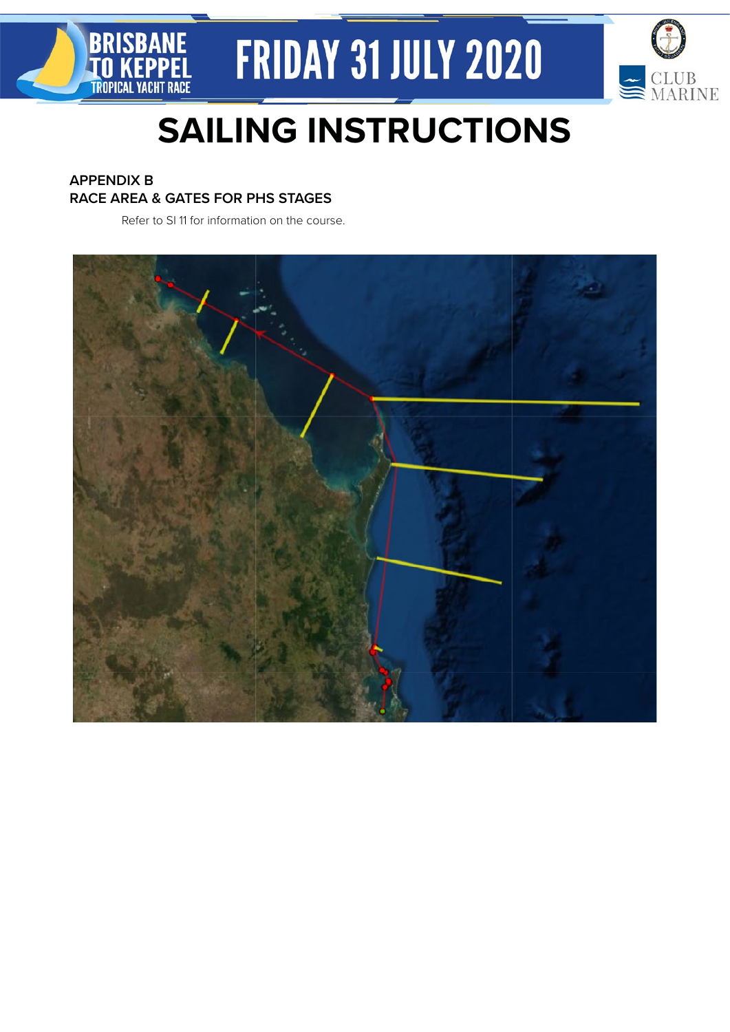# SAILING INSTRUCTIONS

**APPENDIX B**
**RACE AREA & GATES FOR PHS STAGES**

Refer to SI 11 for information on the course.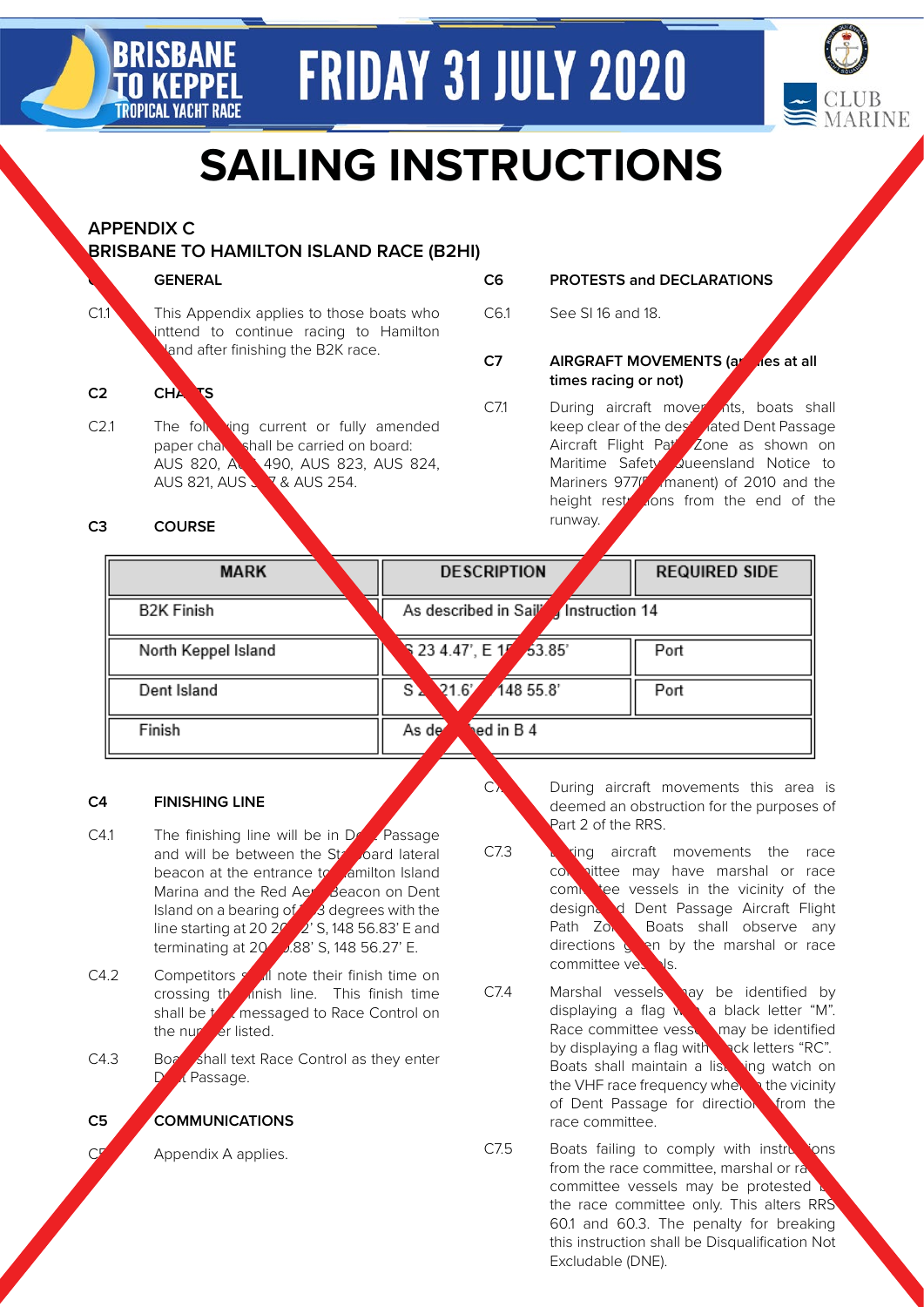# SAILING INSTRUCTIONS

## APPENDIX C
## BRISBANE TO HAMILTON ISLAND RACE (B2HI)

### C1 GENERAL

C1.1 This Appendix applies to those boats who inttend to continue racing to Hamilton Island after finishing the B2K race.

### C2 CHARTS

C2.1 The following current or fully amended paper charts shall be carried on board: AUS 820, AUS 490, AUS 823, AUS 824, AUS 821, AUS 257 & AUS 254.

### C3 COURSE

| MARK | DESCRIPTION | REQUIRED SIDE |
|---|---|---|
| B2K Finish | As described in Sailing Instruction 14 | |
| North Keppel Island | S 23 4.47', E 150 53.85' | Port |
| Dent Island | S 20 21.6', E 148 55.8' | Port |
| Finish | As described in B 4 | |

### C4 FINISHING LINE

C4.1 The finishing line will be in Dent Passage and will be between the Starboard lateral beacon at the entrance to Hamilton Island Marina and the Red Aero Beacon on Dent Island on a bearing of 123 degrees with the line starting at 20 20.82' S, 148 56.83' E and terminating at 20 20.88' S, 148 56.27' E.

C4.2 Competitors shall note their finish time on crossing the finish line. This finish time shall be text messaged to Race Control on the number listed.

C4.3 Boats shall text Race Control as they enter Dent Passage.

### C5 COMMUNICATIONS

C5.1 Appendix A applies.

### C6 PROTESTS and DECLARATIONS

C6.1 See SI 16 and 18.

### C7 AIRGRAFT MOVEMENTS (applies at all times racing or not)

C7.1 During aircraft movements, boats shall keep clear of the designated Dent Passage Aircraft Flight Path Zone as shown on Maritime Safety Queensland Notice to Mariners 977(Permanent) of 2010 and the height restrictions from the end of the runway.

C7.2 During aircraft movements this area is deemed an obstruction for the purposes of Part 2 of the RRS.

C7.3 During aircraft movements the race committee may have marshal or race committee vessels in the vicinity of the designated Dent Passage Aircraft Flight Path Zone. Boats shall observe any directions given by the marshal or race committee vessels.

C7.4 Marshal vessels may be identified by displaying a flag with a black letter "M". Race committee vessels may be identified by displaying a flag with black letters "RC". Boats shall maintain a listening watch on the VHF race frequency when in the vicinity of Dent Passage for directions from the race committee.

C7.5 Boats failing to comply with instructions from the race committee, marshal or race committee vessels may be protested by the race committee only. This alters RRS 60.1 and 60.3. The penalty for breaking this instruction shall be Disqualification Not Excludable (DNE).